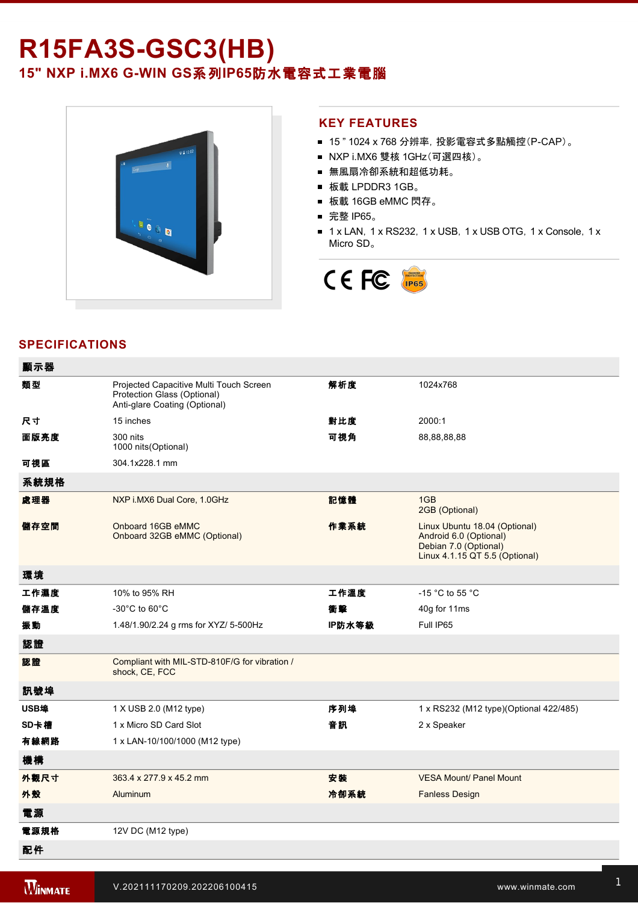# R15FA3S-GSC3(HB)

## 15" NXP i.MX6 G-WIN GS系列IP65防水電容式工業電腦

## KEY FEATURES

- 15 " 1024 x 768 分辨率，投影電容式多點觸控(P-CAP)。
- NXP i.MX6 雙核 1GHz(可選四核)。
- 無風扇冷卻系統和超低功耗。
- 板載 LPDDR3 1GB。
- 板載 16GB eMMC 閃存。
- 完整 IP65。
- 1 x LAN，1 x RS232，1 x USB，1 x USB OTG，1 x Console，1 x Micro SD。

## SPECIFICATIONS

| 顯示器 | | | |
|---|---|---|---|
| 類型 | Projected Capacitive Multi Touch Screen<br>Protection Glass (Optional)<br>Anti-glare Coating (Optional) | 解析度 | 1024x768 |
| 尺寸 | 15 inches | 對比度 | 2000:1 |
| 面版亮度 | 300 nits<br>1000 nits(Optional) | 可視角 | 88,88,88,88 |
| 可視區 | 304.1x228.1 mm | | |
| **系統規格** | | | |
| 處理器 | NXP i.MX6 Dual Core, 1.0GHz | 記憶體 | 1GB<br>2GB (Optional) |
| 儲存空間 | Onboard 16GB eMMC<br>Onboard 32GB eMMC (Optional) | 作業系統 | Linux Ubuntu 18.04 (Optional)<br>Android 6.0 (Optional)<br>Debian 7.0 (Optional)<br>Linux 4.1.15 QT 5.5 (Optional) |
| **環境** | | | |
| 工作濕度 | 10% to 95% RH | 工作溫度 | -15 °C to 55 °C |
| 儲存溫度 | -30°C to 60°C | 衝擊 | 40g for 11ms |
| 振動 | 1.48/1.90/2.24 g rms for XYZ/ 5-500Hz | IP防水等級 | Full IP65 |
| **認證** | | | |
| 認證 | Compliant with MIL-STD-810F/G for vibration / shock, CE, FCC | | |
| **訊號埠** | | | |
| USB埠 | 1 X USB 2.0 (M12 type) | 序列埠 | 1 x RS232 (M12 type)(Optional 422/485) |
| SD卡槽 | 1 x Micro SD Card Slot | 音訊 | 2 x Speaker |
| 有線網路 | 1 x LAN-10/100/1000 (M12 type) | | |
| **機構** | | | |
| 外觀尺寸 | 363.4 x 277.9 x 45.2 mm | 安裝 | VESA Mount/ Panel Mount |
| 外殼 | Aluminum | 冷卻系統 | Fanless Design |
| **電源** | | | |
| 電源規格 | 12V DC (M12 type) | | |
| **配件** | | | |

V.202111170209.202206100415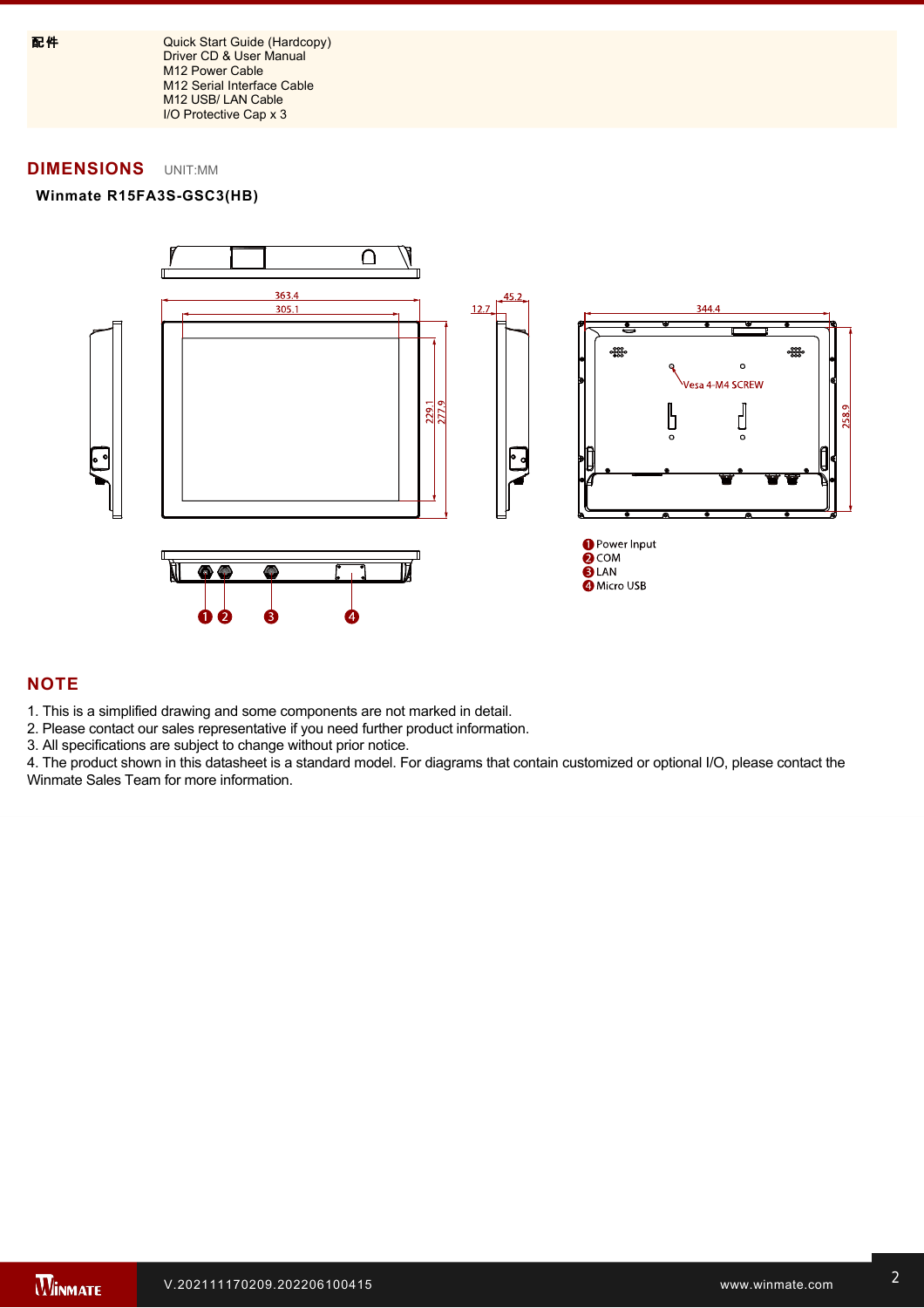| | |
|---|---|
| **配件** | Quick Start Guide (Hardcopy)<br>Driver CD & User Manual<br>M12 Power Cable<br>M12 Serial Interface Cable<br>M12 USB/ LAN Cable<br>I/O Protective Cap x 3 |

## DIMENSIONS UNIT:MM

**Winmate R15FA3S-GSC3(HB)**

363.4
305.1
229.1
277.9
12.7
45.2
344.4
258.9
Vesa 4-M4 SCREW

1 Power Input
2 COM
3 LAN
4 Micro USB

## NOTE

1. This is a simplified drawing and some components are not marked in detail.
2. Please contact our sales representative if you need further product information.
3. All specifications are subject to change without prior notice.
4. The product shown in this datasheet is a standard model. For diagrams that contain customized or optional I/O, please contact the Winmate Sales Team for more information.